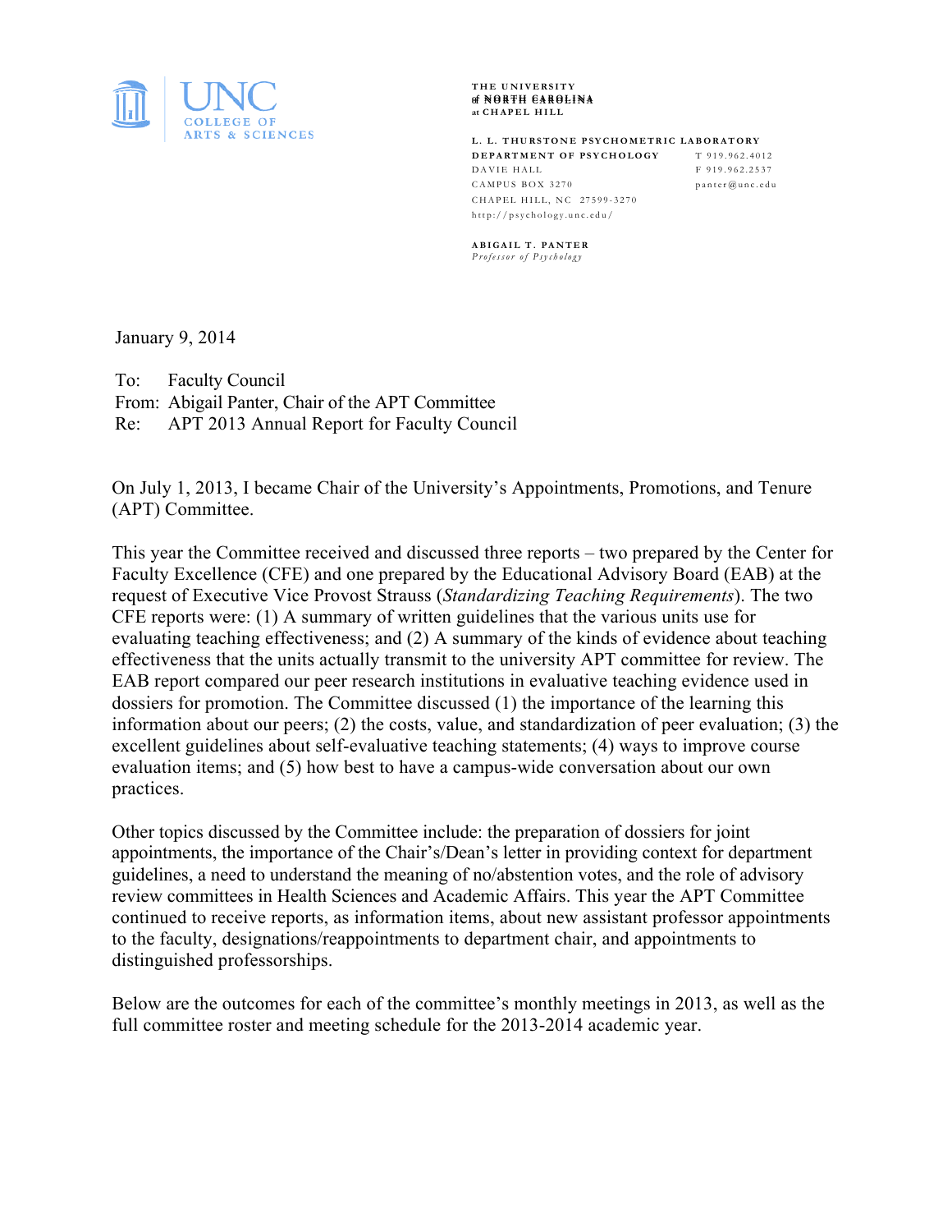UNC COLLEGE OF ARTS & SCIENCES

THE UNIVERSITY of NORTH CAROLINA at CHAPEL HILL

L. L. THURSTONE PSYCHOMETRIC LABORATORY
DEPARTMENT OF PSYCHOLOGY
DAVIE HALL
CAMPUS BOX 3270
CHAPEL HILL, NC 27599-3270
http://psychology.unc.edu/

T 919.962.4012
F 919.962.2537
panter@unc.edu

ABIGAIL T. PANTER
*Professor of Psychology*

January 9, 2014

To: Faculty Council
From: Abigail Panter, Chair of the APT Committee
Re: APT 2013 Annual Report for Faculty Council

On July 1, 2013, I became Chair of the University's Appointments, Promotions, and Tenure (APT) Committee.

This year the Committee received and discussed three reports – two prepared by the Center for Faculty Excellence (CFE) and one prepared by the Educational Advisory Board (EAB) at the request of Executive Vice Provost Strauss (*Standardizing Teaching Requirements*). The two CFE reports were: (1) A summary of written guidelines that the various units use for evaluating teaching effectiveness; and (2) A summary of the kinds of evidence about teaching effectiveness that the units actually transmit to the university APT committee for review. The EAB report compared our peer research institutions in evaluative teaching evidence used in dossiers for promotion. The Committee discussed (1) the importance of the learning this information about our peers; (2) the costs, value, and standardization of peer evaluation; (3) the excellent guidelines about self-evaluative teaching statements; (4) ways to improve course evaluation items; and (5) how best to have a campus-wide conversation about our own practices.

Other topics discussed by the Committee include: the preparation of dossiers for joint appointments, the importance of the Chair's/Dean's letter in providing context for department guidelines, a need to understand the meaning of no/abstention votes, and the role of advisory review committees in Health Sciences and Academic Affairs. This year the APT Committee continued to receive reports, as information items, about new assistant professor appointments to the faculty, designations/reappointments to department chair, and appointments to distinguished professorships.

Below are the outcomes for each of the committee's monthly meetings in 2013, as well as the full committee roster and meeting schedule for the 2013-2014 academic year.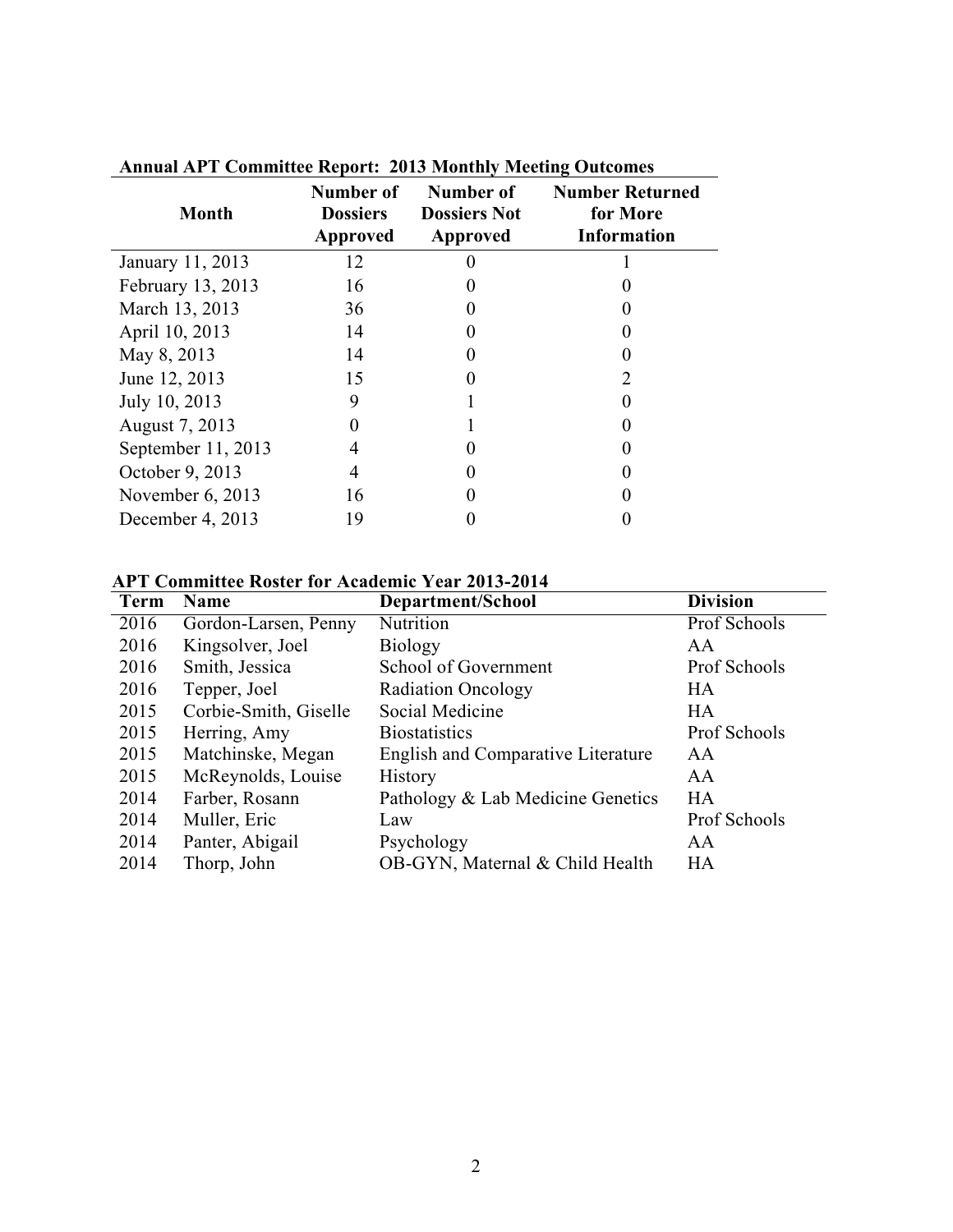**Annual APT Committee Report: 2013 Monthly Meeting Outcomes**

| Month | Number of Dossiers Approved | Number of Dossiers Not Approved | Number Returned for More Information |
|---|---|---|---|
| January 11, 2013 | 12 | 0 | 1 |
| February 13, 2013 | 16 | 0 | 0 |
| March 13, 2013 | 36 | 0 | 0 |
| April 10, 2013 | 14 | 0 | 0 |
| May 8, 2013 | 14 | 0 | 0 |
| June 12, 2013 | 15 | 0 | 2 |
| July 10, 2013 | 9 | 1 | 0 |
| August 7, 2013 | 0 | 1 | 0 |
| September 11, 2013 | 4 | 0 | 0 |
| October 9, 2013 | 4 | 0 | 0 |
| November 6, 2013 | 16 | 0 | 0 |
| December 4, 2013 | 19 | 0 | 0 |

**APT Committee Roster for Academic Year 2013-2014**

| Term | Name | Department/School | Division |
|---|---|---|---|
| 2016 | Gordon-Larsen, Penny | Nutrition | Prof Schools |
| 2016 | Kingsolver, Joel | Biology | AA |
| 2016 | Smith, Jessica | School of Government | Prof Schools |
| 2016 | Tepper, Joel | Radiation Oncology | HA |
| 2015 | Corbie-Smith, Giselle | Social Medicine | HA |
| 2015 | Herring, Amy | Biostatistics | Prof Schools |
| 2015 | Matchinske, Megan | English and Comparative Literature | AA |
| 2015 | McReynolds, Louise | History | AA |
| 2014 | Farber, Rosann | Pathology & Lab Medicine Genetics | HA |
| 2014 | Muller, Eric | Law | Prof Schools |
| 2014 | Panter, Abigail | Psychology | AA |
| 2014 | Thorp, John | OB-GYN, Maternal & Child Health | HA |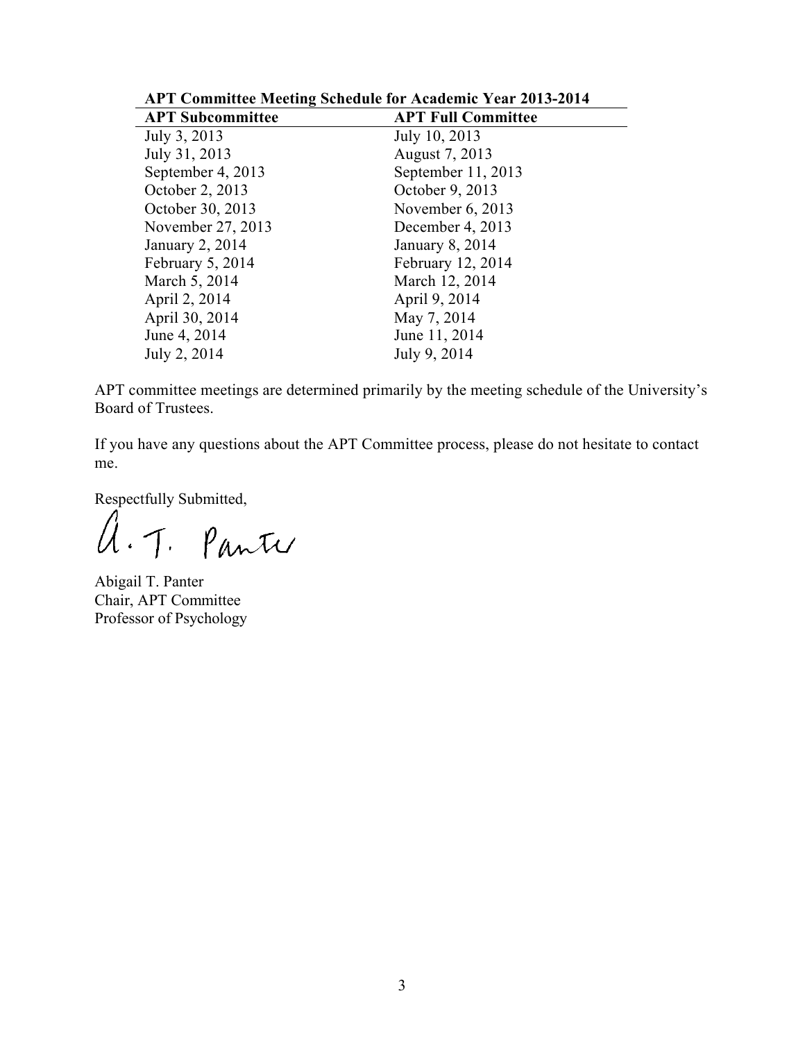**APT Committee Meeting Schedule for Academic Year 2013-2014**

| APT Subcommittee | APT Full Committee |
|---|---|
| July 3, 2013 | July 10, 2013 |
| July 31, 2013 | August 7, 2013 |
| September 4, 2013 | September 11, 2013 |
| October 2, 2013 | October 9, 2013 |
| October 30, 2013 | November 6, 2013 |
| November 27, 2013 | December 4, 2013 |
| January 2, 2014 | January 8, 2014 |
| February 5, 2014 | February 12, 2014 |
| March 5, 2014 | March 12, 2014 |
| April 2, 2014 | April 9, 2014 |
| April 30, 2014 | May 7, 2014 |
| June 4, 2014 | June 11, 2014 |
| July 2, 2014 | July 9, 2014 |

APT committee meetings are determined primarily by the meeting schedule of the University's Board of Trustees.

If you have any questions about the APT Committee process, please do not hesitate to contact me.

Respectfully Submitted,

A. T. Panter

Abigail T. Panter
Chair, APT Committee
Professor of Psychology